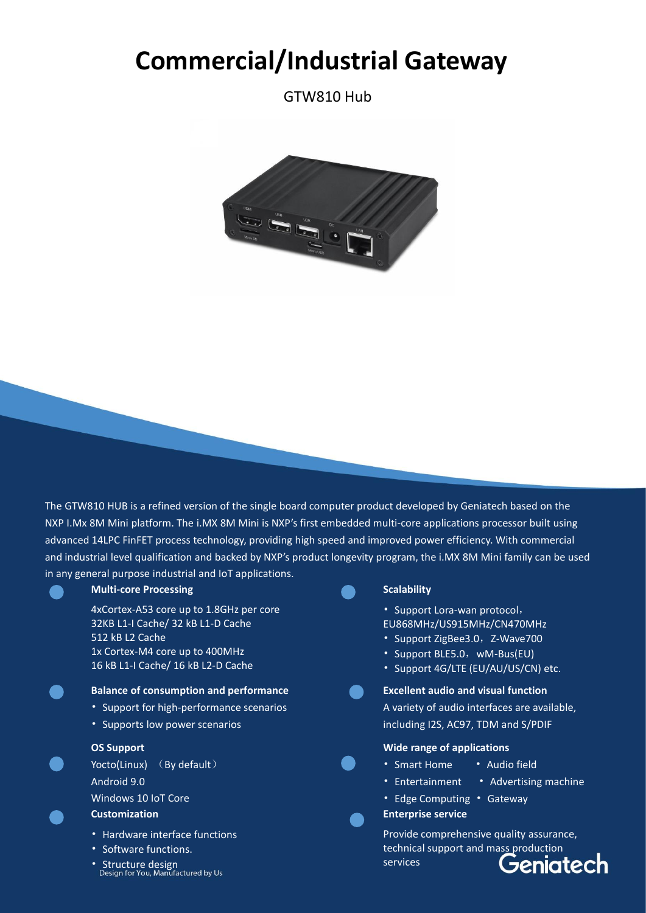# Commercial/Industrial Gateway

GTW810 Hub

The GTW810 HUB is a refined version of the single board computer product developed by Geniatech based on the NXP I.Mx 8M Mini platform. The i.MX 8M Mini is NXP's first embedded multi-core applications processor built using advanced 14LPC FinFET process technology, providing high speed and improved power efficiency. With commercial and industrial level qualification and backed by NXP's product longevity program, the i.MX 8M Mini family can be used in any general purpose industrial and IoT applications.

### Multi-core Processing

4xCortex-A53 core up to 1.8GHz per core
32KB L1-I Cache/ 32 kB L1-D Cache
512 kB L2 Cache
1x Cortex-M4 core up to 400MHz
16 kB L1-I Cache/ 16 kB L2-D Cache

### Balance of consumption and performance

- Support for high-performance scenarios
- Supports low power scenarios

### OS Support

Yocto(Linux) （By default）
Android 9.0
Windows 10 IoT Core

### Customization

- Hardware interface functions
- Software functions.
- Structure design

Design for You, Manufactured by Us

### Scalability

- Support Lora-wan protocol，EU868MHz/US915MHz/CN470MHz
- Support ZigBee3.0，Z-Wave700
- Support BLE5.0，wM-Bus(EU)
- Support 4G/LTE (EU/AU/US/CN) etc.

### Excellent audio and visual function

A variety of audio interfaces are available, including I2S, AC97, TDM and S/PDIF

### Wide range of applications

- Smart Home
- Audio field
- Entertainment
- Advertising machine
- Edge Computing
- Gateway

### Enterprise service

Provide comprehensive quality assurance, technical support and mass production services

Geniatech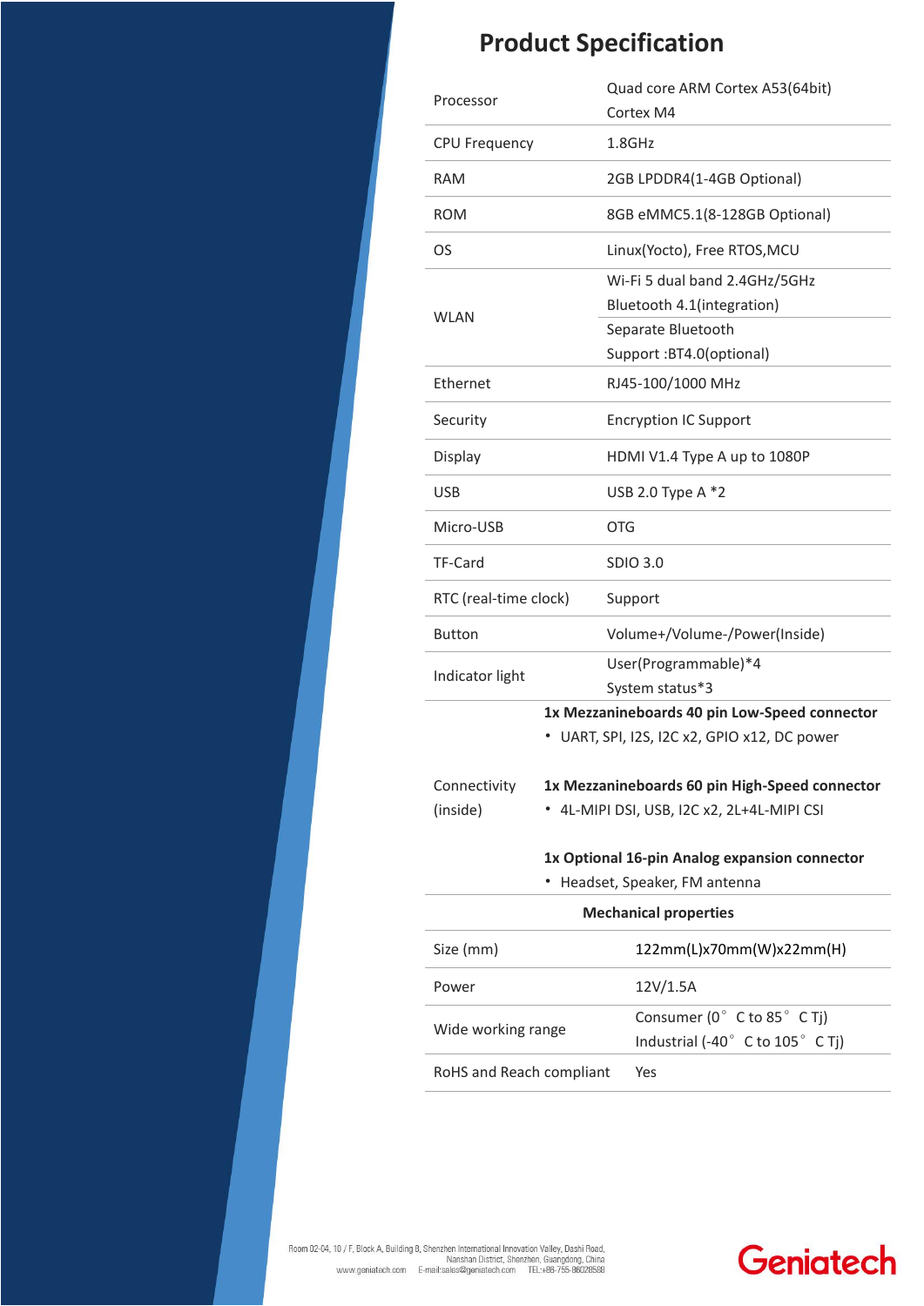# Product Specification

| | |
|---|---|
| Processor | Quad core ARM Cortex A53(64bit)<br>Cortex M4 |
| CPU Frequency | 1.8GHz |
| RAM | 2GB LPDDR4(1-4GB Optional) |
| ROM | 8GB eMMC5.1(8-128GB Optional) |
| OS | Linux(Yocto), Free RTOS,MCU |
| WLAN | Wi-Fi 5 dual band 2.4GHz/5GHz<br>Bluetooth 4.1(integration)<br>Separate Bluetooth<br>Support :BT4.0(optional) |
| Ethernet | RJ45-100/1000 MHz |
| Security | Encryption IC Support |
| Display | HDMI V1.4 Type A up to 1080P |
| USB | USB 2.0 Type A *2 |
| Micro-USB | OTG |
| TF-Card | SDIO 3.0 |
| RTC (real-time clock) | Support |
| Button | Volume+/Volume-/Power(Inside) |
| Indicator light | User(Programmable)*4<br>System status*3 |
| Connectivity (inside) | **1x Mezzanineboards 40 pin Low-Speed connector**<br>• UART, SPI, I2S, I2C x2, GPIO x12, DC power<br><br>**1x Mezzanineboards 60 pin High-Speed connector**<br>• 4L-MIPI DSI, USB, I2C x2, 2L+4L-MIPI CSI<br><br>**1x Optional 16-pin Analog expansion connector**<br>• Headset, Speaker, FM antenna |
| **Mechanical properties** | |
| Size (mm) | 122mm(L)x70mm(W)x22mm(H) |
| Power | 12V/1.5A |
| Wide working range | Consumer (0° C to 85° C Tj)<br>Industrial (-40° C to 105° C Tj) |
| RoHS and Reach compliant | Yes |

Room 02-04, 10 / F, Block A, Building 8, Shenzhen International Innovation Valley, Dashi Road, Nanshan District, Shenzhen, Guangdong, China
www.geniatech.com E-mail:sales@geniatech.com TEL:+86-755-86028588

Geniatech